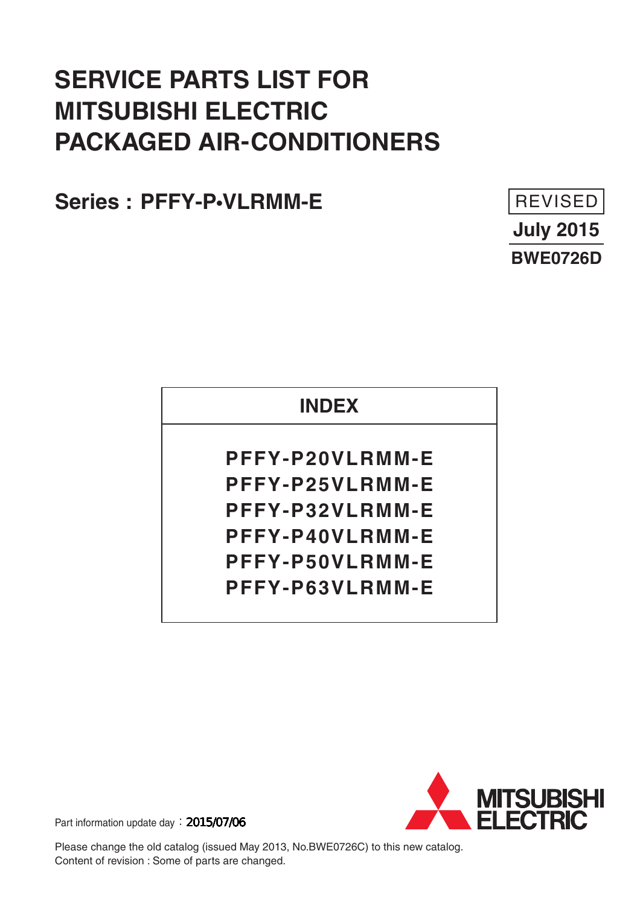# SERVICE PARTS LIST FOR MITSUBISHI ELECTRIC PACKAGED AIR-CONDITIONERS

## Series : PFFY-P•VLRMM-E

REVISED

**July 2015**

**BWE0726D**

| INDEX |
| --- |
| PFFY-P20VLRMM-E<br>PFFY-P25VLRMM-E<br>PFFY-P32VLRMM-E<br>PFFY-P40VLRMM-E<br>PFFY-P50VLRMM-E<br>PFFY-P63VLRMM-E |

Part information update day：2015/07/06

MITSUBISHI ELECTRIC

Please change the old catalog (issued May 2013, No.BWE0726C) to this new catalog.
Content of revision : Some of parts are changed.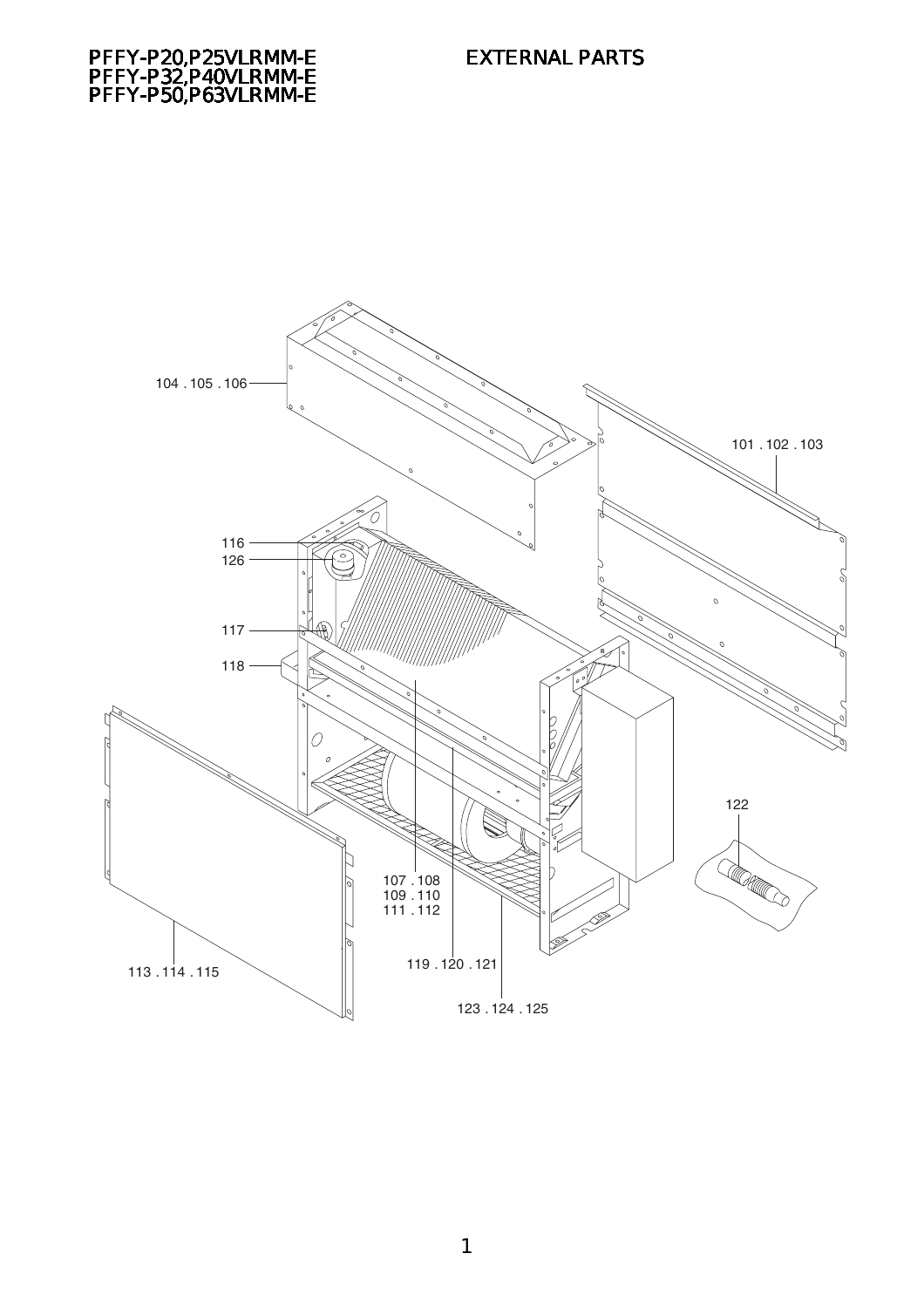PFFY-P20,P25VLRMM-E
PFFY-P32,P40VLRMM-E
PFFY-P50,P63VLRMM-E

# EXTERNAL PARTS

104 . 105 . 106

101 . 102 . 103

116

126

117

118

122

107 . 108
109 . 110
111 . 112

113 . 114 . 115

119 . 120 . 121

123 . 124 . 125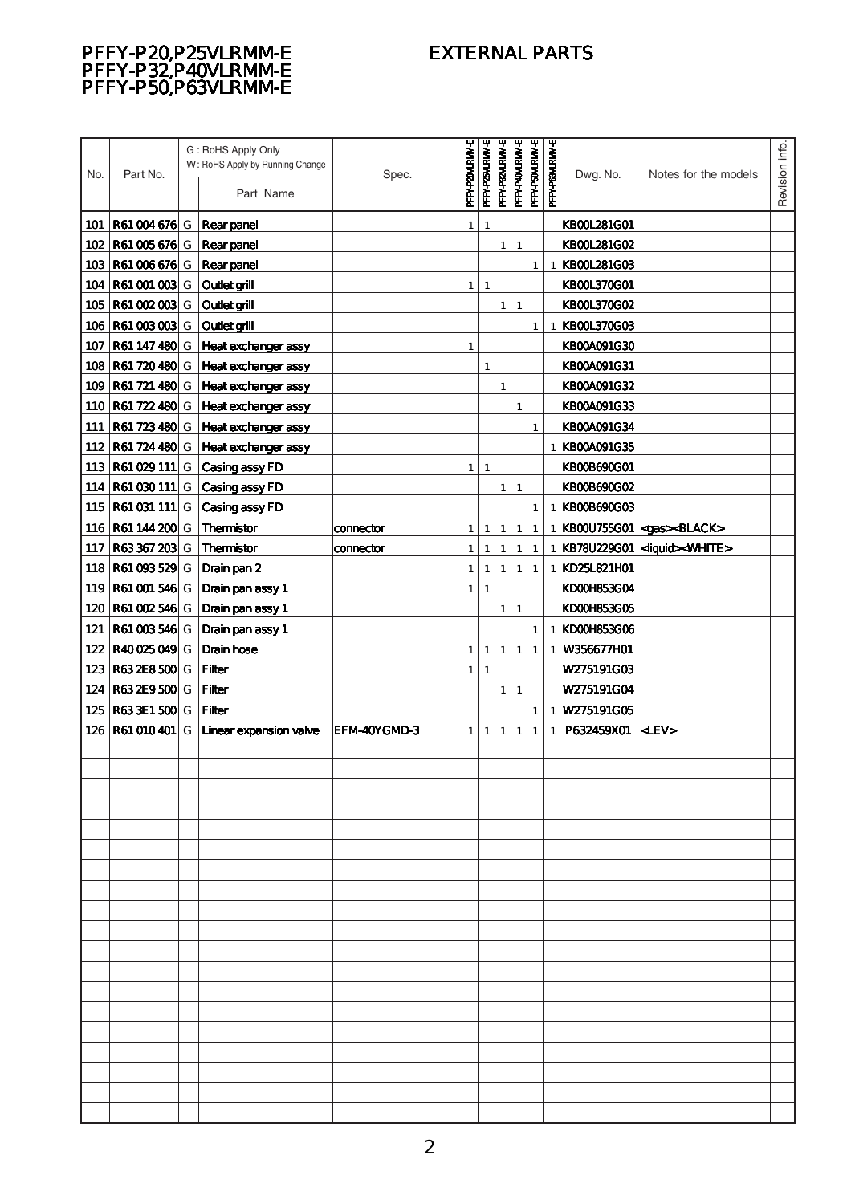# PFFY-P20,P25VLRMM-E
# PFFY-P32,P40VLRMM-E
# PFFY-P50,P63VLRMM-E

## EXTERNAL PARTS

| No. | Part No. | G : RoHS Apply Only W : RoHS Apply by Running Change | Part Name | Spec. | PFFY-P20VLRMM-E | PFFY-P25VLRMM-E | PFFY-P32VLRMM-E | PFFY-P40VLRMM-E | PFFY-P50VLRMM-E | PFFY-P63VLRMM-E | Dwg. No. | Notes for the models | Revision info. |
|---|---|---|---|---|---|---|---|---|---|---|---|---|---|
| 101 | R61 004 676 | G | Rear panel | | 1 | 1 | | | | | KB00L281G01 | | |
| 102 | R61 005 676 | G | Rear panel | | | | 1 | 1 | | | KB00L281G02 | | |
| 103 | R61 006 676 | G | Rear panel | | | | | | 1 | 1 | KB00L281G03 | | |
| 104 | R61 001 003 | G | Outlet grill | | 1 | 1 | | | | | KB00L370G01 | | |
| 105 | R61 002 003 | G | Outlet grill | | | | 1 | 1 | | | KB00L370G02 | | |
| 106 | R61 003 003 | G | Outlet grill | | | | | | 1 | 1 | KB00L370G03 | | |
| 107 | R61 147 480 | G | Heat exchanger assy | | 1 | | | | | | KB00A091G30 | | |
| 108 | R61 720 480 | G | Heat exchanger assy | | | 1 | | | | | KB00A091G31 | | |
| 109 | R61 721 480 | G | Heat exchanger assy | | | | 1 | | | | KB00A091G32 | | |
| 110 | R61 722 480 | G | Heat exchanger assy | | | | | 1 | | | KB00A091G33 | | |
| 111 | R61 723 480 | G | Heat exchanger assy | | | | | | 1 | | KB00A091G34 | | |
| 112 | R61 724 480 | G | Heat exchanger assy | | | | | | | 1 | KB00A091G35 | | |
| 113 | R61 029 111 | G | Casing assy FD | | 1 | 1 | | | | | KB00B690G01 | | |
| 114 | R61 030 111 | G | Casing assy FD | | | | 1 | 1 | | | KB00B690G02 | | |
| 115 | R61 031 111 | G | Casing assy FD | | | | | | 1 | 1 | KB00B690G03 | | |
| 116 | R61 144 200 | G | Thermistor | connector | 1 | 1 | 1 | 1 | 1 | 1 | KB00U755G01 | <gas><BLACK> | |
| 117 | R63 367 203 | G | Thermistor | connector | 1 | 1 | 1 | 1 | 1 | 1 | KB78U229G01 | <liquid><WHITE> | |
| 118 | R61 093 529 | G | Drain pan 2 | | 1 | 1 | 1 | 1 | 1 | 1 | KD25L821H01 | | |
| 119 | R61 001 546 | G | Drain pan assy 1 | | 1 | 1 | | | | | KD00H853G04 | | |
| 120 | R61 002 546 | G | Drain pan assy 1 | | | | 1 | 1 | | | KD00H853G05 | | |
| 121 | R61 003 546 | G | Drain pan assy 1 | | | | | | 1 | 1 | KD00H853G06 | | |
| 122 | R40 025 049 | G | Drain hose | | 1 | 1 | 1 | 1 | 1 | 1 | W356677H01 | | |
| 123 | R63 2E8 500 | G | Filter | | 1 | 1 | | | | | W275191G03 | | |
| 124 | R63 2E9 500 | G | Filter | | | | 1 | 1 | | | W275191G04 | | |
| 125 | R63 3E1 500 | G | Filter | | | | | | 1 | 1 | W275191G05 | | |
| 126 | R61 010 401 | G | Linear expansion valve | EFM-40YGMD-3 | 1 | 1 | 1 | 1 | 1 | 1 | P632459X01 | <LEV> | |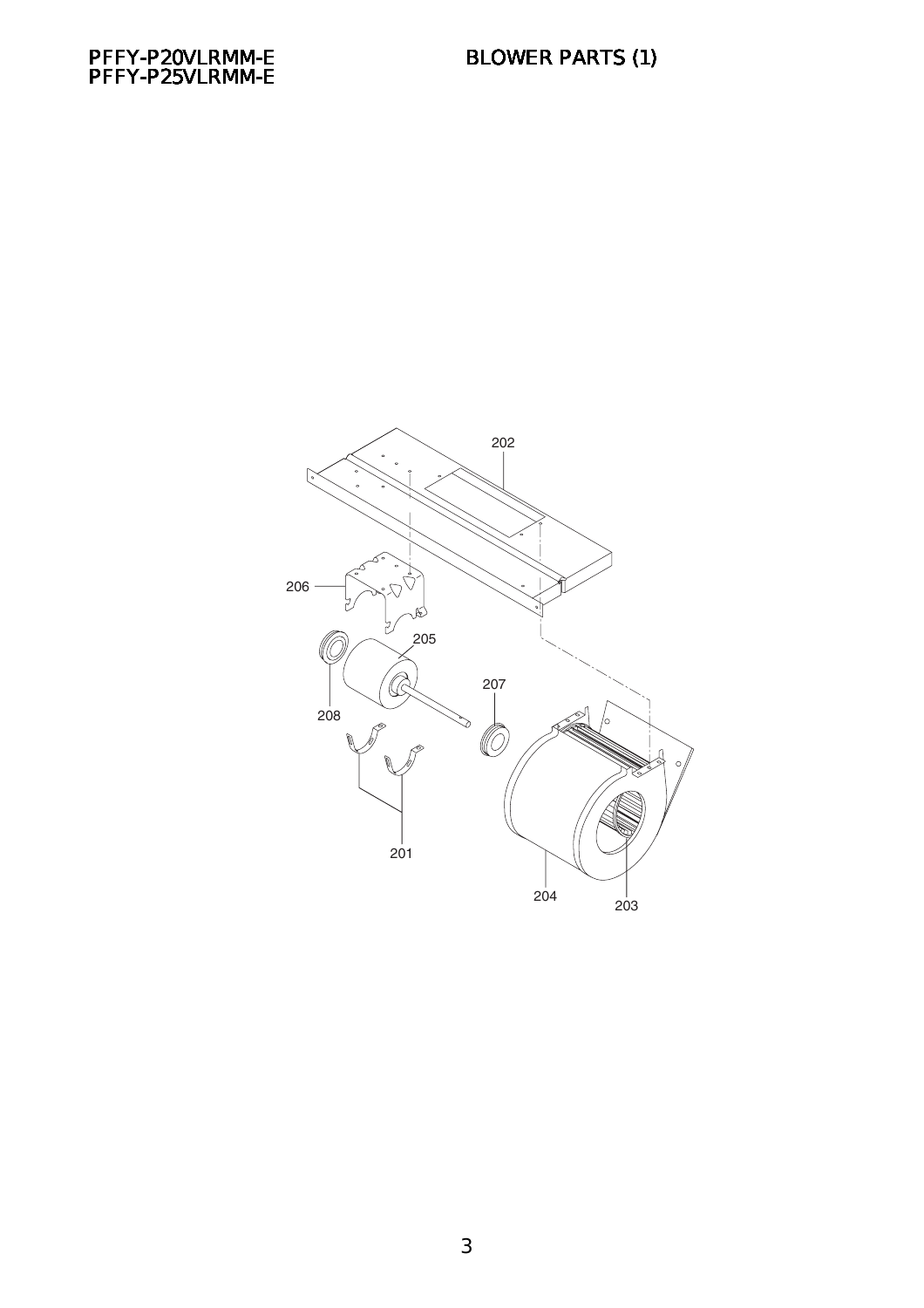PFFY-P20VLRMM-E
PFFY-P25VLRMM-E

# BLOWER PARTS (1)

202

206

205

208

207

201

204

203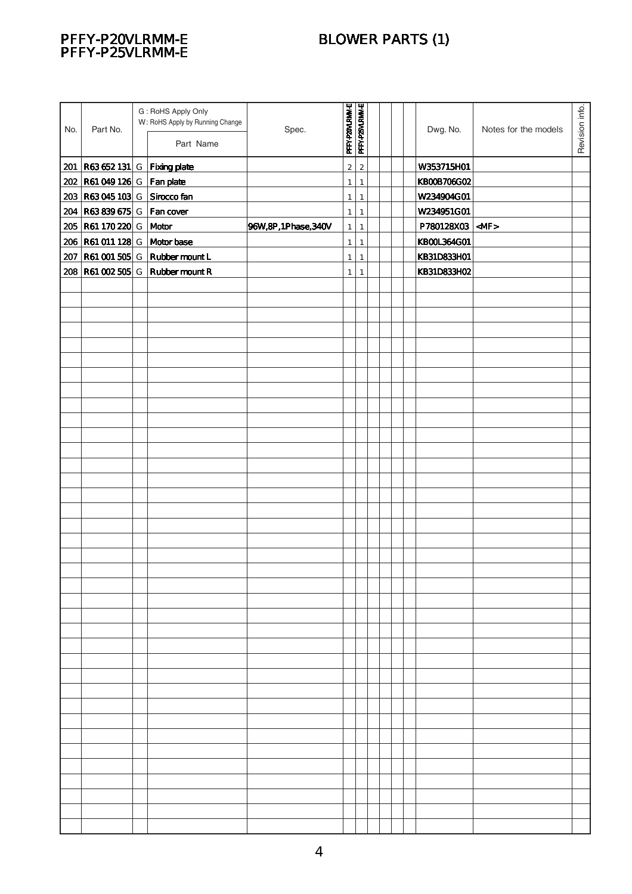# PFFY-P20VLRMM-E
# PFFY-P25VLRMM-E

## BLOWER PARTS (1)

| No. | Part No. | G : RoHS Apply Only<br>W : RoHS Apply by Running Change | Part Name | Spec. | PFFY-P20VLRMM-E | PFFY-P25VLRMM-E | | | | | Dwg. No. | Notes for the models | Revision info. |
|---|---|---|---|---|---|---|---|---|---|---|---|---|---|
| 201 | R63 652 131 | G | Fixing plate | | 2 | 2 | | | | | W353715H01 | | |
| 202 | R61 049 126 | G | Fan plate | | 1 | 1 | | | | | KB00B706G02 | | |
| 203 | R63 045 103 | G | Sirocco fan | | 1 | 1 | | | | | W234904G01 | | |
| 204 | R63 839 675 | G | Fan cover | | 1 | 1 | | | | | W234951G01 | | |
| 205 | R61 170 220 | G | Motor | 96W,8P,1Phase,340V | 1 | 1 | | | | | P780128X03 | <MF> | |
| 206 | R61 011 128 | G | Motor base | | 1 | 1 | | | | | KB00L364G01 | | |
| 207 | R61 001 505 | G | Rubber mount L | | 1 | 1 | | | | | KB31D833H01 | | |
| 208 | R61 002 505 | G | Rubber mount R | | 1 | 1 | | | | | KB31D833H02 | | |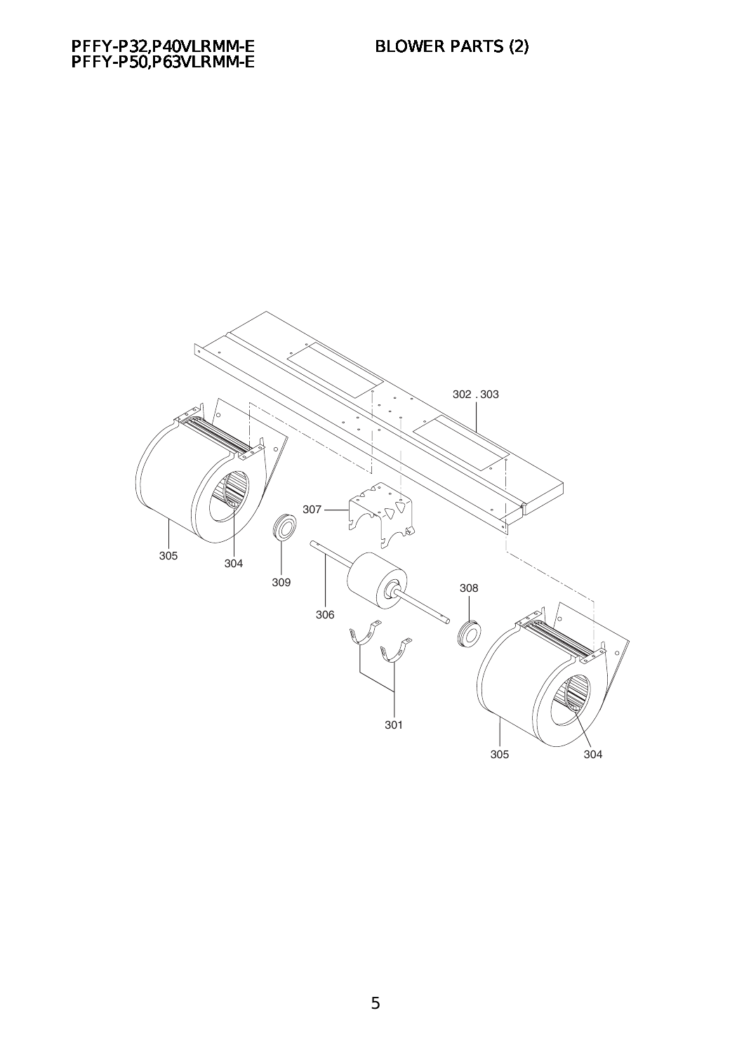PFFY-P32,P40VLRMM-E
PFFY-P50,P63VLRMM-E

# BLOWER PARTS (2)

302 . 303

307

305

304

309

306

308

301

305

304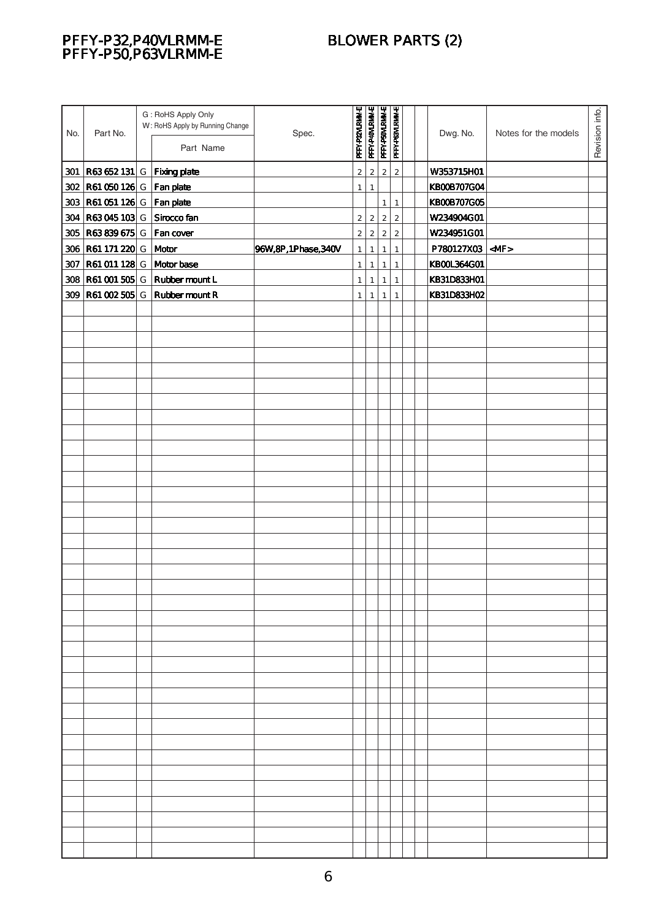# PFFY-P32,P40VLRMM-E
# PFFY-P50,P63VLRMM-E

## BLOWER PARTS (2)

| No. | Part No. | G : RoHS Apply Only W : RoHS Apply by Running Change | Part Name | Spec. | PFFY-P32VLRMM-E | PFFY-P40VLRMM-E | PFFY-P50VLRMM-E | PFFY-P63VLRMM-E | | | Dwg. No. | Notes for the models | Revision info. |
|---|---|---|---|---|---|---|---|---|---|---|---|---|---|
| 301 | R63 652 131 | G | Fixing plate | | 2 | 2 | 2 | 2 | | | W353715H01 | | |
| 302 | R61 050 126 | G | Fan plate | | 1 | 1 | | | | | KB00B707G04 | | |
| 303 | R61 051 126 | G | Fan plate | | | | 1 | 1 | | | KB00B707G05 | | |
| 304 | R63 045 103 | G | Sirocco fan | | 2 | 2 | 2 | 2 | | | W234904G01 | | |
| 305 | R63 839 675 | G | Fan cover | | 2 | 2 | 2 | 2 | | | W234951G01 | | |
| 306 | R61 171 220 | G | Motor | 96W,8P,1Phase,340V | 1 | 1 | 1 | 1 | | | P780127X03 | <MF> | |
| 307 | R61 011 128 | G | Motor base | | 1 | 1 | 1 | 1 | | | KB00L364G01 | | |
| 308 | R61 001 505 | G | Rubber mount L | | 1 | 1 | 1 | 1 | | | KB31D833H01 | | |
| 309 | R61 002 505 | G | Rubber mount R | | 1 | 1 | 1 | 1 | | | KB31D833H02 | | |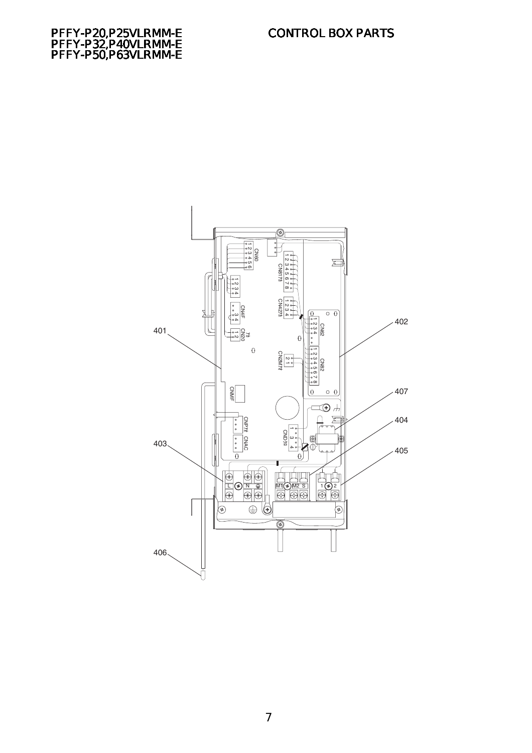PFFY-P20,P25VLRMM-E
PFFY-P32,P40VLRMM-E
PFFY-P50,P63VLRMM-E

# CONTROL BOX PARTS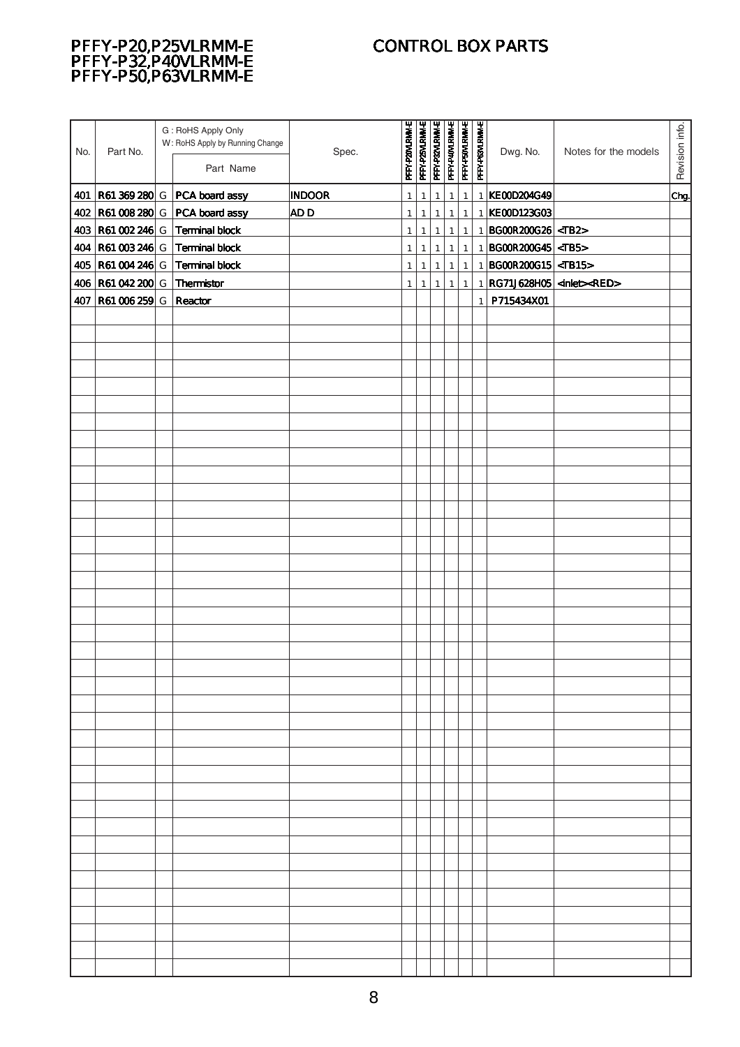# PFFY-P20,P25VLRMM-E
# PFFY-P32,P40VLRMM-E
# PFFY-P50,P63VLRMM-E

## CONTROL BOX PARTS

| No. | Part No. | G : RoHS Apply Only<br>W : RoHS Apply by Running Change | Part Name | Spec. | PFFY-P20VLRMM-E | PFFY-P25VLRMM-E | PFFY-P32VLRMM-E | PFFY-P40VLRMM-E | PFFY-P50VLRMM-E | PFFY-P63VLRMM-E | Dwg. No. | Notes for the models | Revision info. |
|---|---|---|---|---|---|---|---|---|---|---|---|---|---|
| 401 | R61 369 280 | G | PCA board assy | INDOOR | 1 | 1 | 1 | 1 | 1 | 1 | KE00D204G49 | | Chg. |
| 402 | R61 008 280 | G | PCA board assy | AD D | 1 | 1 | 1 | 1 | 1 | 1 | KE00D123G03 | | |
| 403 | R61 002 246 | G | Terminal block | | 1 | 1 | 1 | 1 | 1 | 1 | BG00R200G26 | <TB2> | |
| 404 | R61 003 246 | G | Terminal block | | 1 | 1 | 1 | 1 | 1 | 1 | BG00R200G45 | <TB5> | |
| 405 | R61 004 246 | G | Terminal block | | 1 | 1 | 1 | 1 | 1 | 1 | BG00R200G15 | <TB15> | |
| 406 | R61 042 200 | G | Thermistor | | 1 | 1 | 1 | 1 | 1 | 1 | RG71J628H05 | <inlet><RED> | |
| 407 | R61 006 259 | G | Reactor | | | | | | | 1 | P715434X01 | | |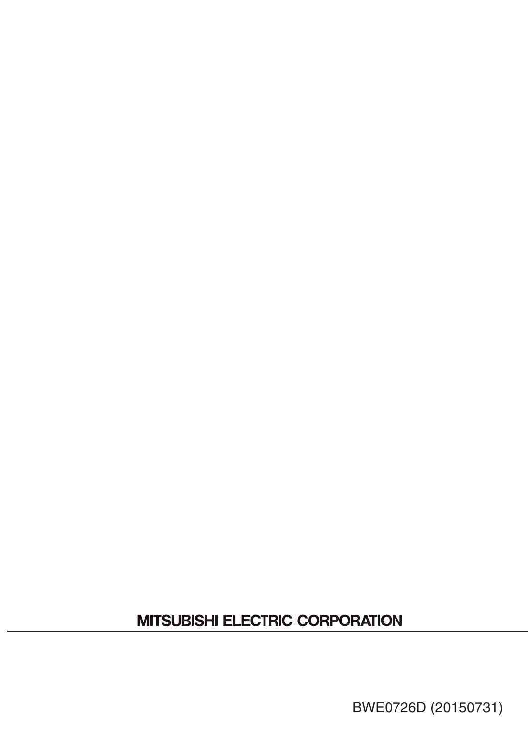MITSUBISHI ELECTRIC CORPORATION

BWE0726D (20150731)